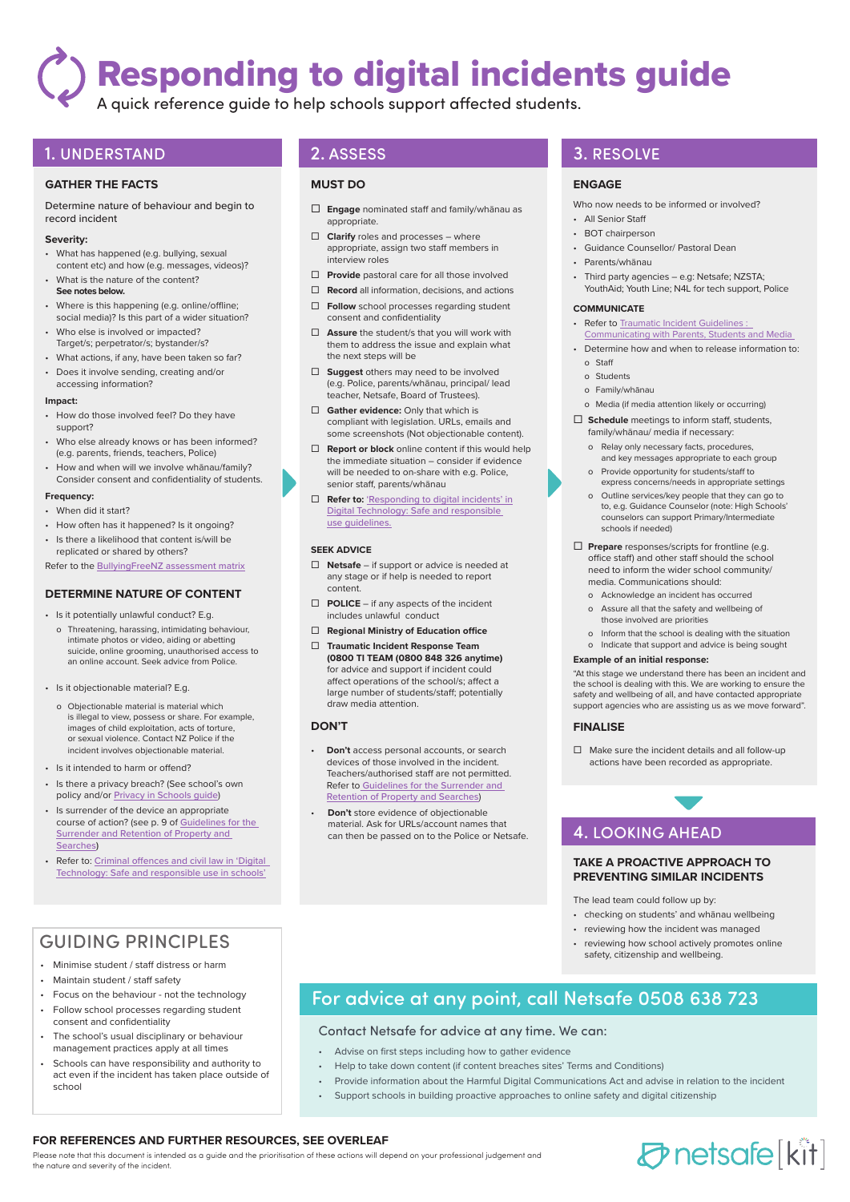# Responding to digital incidents guide

A quick reference guide to help schools support affected students.

## 1. UNDERSTAND

### GATHER THE FACTS

Determine nature of behaviour and begin to record incident

**Severity:**

- What has happened (e.g. bullying, sexual content etc) and how (e.g. messages, videos)?
- What is the nature of the content? **See notes below.**
- Where is this happening (e.g. online/offline; social media)? Is this part of a wider situation?
- Who else is involved or impacted? Target/s; perpetrator/s; bystander/s?
- What actions, if any, have been taken so far?
- Does it involve sending, creating and/or accessing information?

**Impact:**

- How do those involved feel? Do they have support?
- Who else already knows or has been informed? (e.g. parents, friends, teachers, Police)
- How and when will we involve whānau/family? Consider consent and confidentiality of students.

**Frequency:**

- When did it start?
- How often has it happened? Is it ongoing?
- Is there a likelihood that content is/will be replicated or shared by others?

Refer to the BullyingFreeNZ assessment matrix

### DETERMINE NATURE OF CONTENT

- Is it potentially unlawful conduct? E.g.
  - Threatening, harassing, intimidating behaviour, intimate photos or video, aiding or abetting suicide, online grooming, unauthorised access to an online account. Seek advice from Police.
- Is it objectionable material? E.g.
  - Objectionable material is material which is illegal to view, possess or share. For example, images of child exploitation, acts of torture, or sexual violence. Contact NZ Police if the incident involves objectionable material.
- Is it intended to harm or offend?
- Is there a privacy breach? (See school's own policy and/or Privacy in Schools guide)
- Is surrender of the device an appropriate course of action? (see p. 9 of Guidelines for the Surrender and Retention of Property and Searches)
- Refer to: Criminal offences and civil law in 'Digital Technology: Safe and responsible use in schools'

## GUIDING PRINCIPLES

- Minimise student / staff distress or harm
- Maintain student / staff safety
- Focus on the behaviour - not the technology
- Follow school processes regarding student consent and confidentiality
- The school's usual disciplinary or behaviour management practices apply at all times
- Schools can have responsibility and authority to act even if the incident has taken place outside of school

## 2. ASSESS

### MUST DO

- ☐ **Engage** nominated staff and family/whānau as appropriate.
- ☐ **Clarify** roles and processes – where appropriate, assign two staff members in interview roles
- ☐ **Provide** pastoral care for all those involved
- ☐ **Record** all information, decisions, and actions
- ☐ **Follow** school processes regarding student consent and confidentiality
- ☐ **Assure** the student/s that you will work with them to address the issue and explain what the next steps will be
- ☐ **Suggest** others may need to be involved (e.g. Police, parents/whānau, principal/ lead teacher, Netsafe, Board of Trustees).
- ☐ **Gather evidence:** Only that which is compliant with legislation. URLs, emails and some screenshots (Not objectionable content).
- ☐ **Report or block** online content if this would help the immediate situation – consider if evidence will be needed to on-share with e.g. Police, senior staff, parents/whānau
- ☐ **Refer to:** 'Responding to digital incidents' in Digital Technology: Safe and responsible use guidelines.

### SEEK ADVICE

- ☐ **Netsafe** – if support or advice is needed at any stage or if help is needed to report content.
- ☐ **POLICE** – if any aspects of the incident includes unlawful conduct
- ☐ **Regional Ministry of Education office**
- ☐ **Traumatic Incident Response Team (0800 TI TEAM (0800 848 326 anytime)** for advice and support if incident could affect operations of the school/s; affect a large number of students/staff; potentially draw media attention.

### DON'T

- **Don't** access personal accounts, or search devices of those involved in the incident. Teachers/authorised staff are not permitted. Refer to Guidelines for the Surrender and Retention of Property and Searches)
- **Don't** store evidence of objectionable material. Ask for URLs/account names that can then be passed on to the Police or Netsafe.

## 3. RESOLVE

### ENGAGE

Who now needs to be informed or involved?

- All Senior Staff
- BOT chairperson
- Guidance Counsellor/ Pastoral Dean
- Parents/whānau
- Third party agencies – e.g: Netsafe; NZSTA; YouthAid; Youth Line; N4L for tech support, Police

### COMMUNICATE

- Refer to Traumatic Incident Guidelines : Communicating with Parents, Students and Media
- Determine how and when to release information to:
  - Staff
  - Students
  - Family/whānau
  - Media (if media attention likely or occurring)

☐ **Schedule** meetings to inform staff, students, family/whānau/ media if necessary:

- Relay only necessary facts, procedures, and key messages appropriate to each group
- Provide opportunity for students/staff to express concerns/needs in appropriate settings
- Outline services/key people that they can go to to, e.g. Guidance Counselor (note: High Schools' counselors can support Primary/Intermediate schools if needed)

☐ **Prepare** responses/scripts for frontline (e.g. office staff) and other staff should the school need to inform the wider school community/ media. Communications should:

- Acknowledge an incident has occurred
- Assure all that the safety and wellbeing of those involved are priorities
- Inform that the school is dealing with the situation
- Indicate that support and advice is being sought

**Example of an initial response:**

"At this stage we understand there has been an incident and the school is dealing with this. We are working to ensure the safety and wellbeing of all, and have contacted appropriate support agencies who are assisting us as we move forward".

### FINALISE

☐ Make sure the incident details and all follow-up actions have been recorded as appropriate.

## 4. LOOKING AHEAD

### TAKE A PROACTIVE APPROACH TO PREVENTING SIMILAR INCIDENTS

The lead team could follow up by:

- checking on students' and whānau wellbeing
- reviewing how the incident was managed
- reviewing how school actively promotes online safety, citizenship and wellbeing.

## For advice at any point, call Netsafe 0508 638 723

Contact Netsafe for advice at any time. We can:

- Advise on first steps including how to gather evidence
- Help to take down content (if content breaches sites' Terms and Conditions)
- Provide information about the Harmful Digital Communications Act and advise in relation to the incident
- Support schools in building proactive approaches to online safety and digital citizenship

**FOR REFERENCES AND FURTHER RESOURCES, SEE OVERLEAF**

Please note that this document is intended as a guide and the prioritisation of these actions will depend on your professional judgement and the nature and severity of the incident.

netsafe [kit]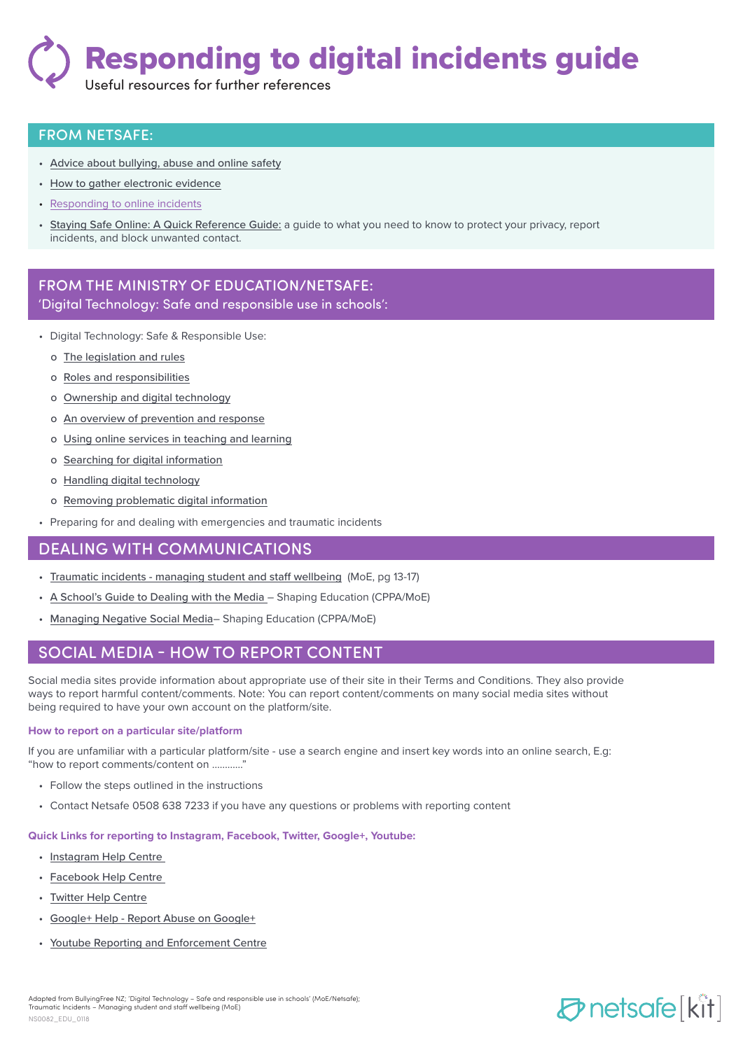# Responding to digital incidents guide

Useful resources for further references

## FROM NETSAFE:

- Advice about bullying, abuse and online safety
- How to gather electronic evidence
- Responding to online incidents
- Staying Safe Online: A Quick Reference Guide: a guide to what you need to know to protect your privacy, report incidents, and block unwanted contact.

## FROM THE MINISTRY OF EDUCATION/NETSAFE:

'Digital Technology: Safe and responsible use in schools':

- Digital Technology: Safe & Responsible Use:
  - The legislation and rules
  - Roles and responsibilities
  - Ownership and digital technology
  - An overview of prevention and response
  - Using online services in teaching and learning
  - Searching for digital information
  - Handling digital technology
  - Removing problematic digital information
- Preparing for and dealing with emergencies and traumatic incidents

## DEALING WITH COMMUNICATIONS

- Traumatic incidents - managing student and staff wellbeing (MoE, pg 13-17)
- A School's Guide to Dealing with the Media – Shaping Education (CPPA/MoE)
- Managing Negative Social Media– Shaping Education (CPPA/MoE)

## SOCIAL MEDIA – HOW TO REPORT CONTENT

Social media sites provide information about appropriate use of their site in their Terms and Conditions. They also provide ways to report harmful content/comments. Note: You can report content/comments on many social media sites without being required to have your own account on the platform/site.

### How to report on a particular site/platform

If you are unfamiliar with a particular platform/site - use a search engine and insert key words into an online search, E.g: "how to report comments/content on ..........."

- Follow the steps outlined in the instructions
- Contact Netsafe 0508 638 7233 if you have any questions or problems with reporting content

### Quick Links for reporting to Instagram, Facebook, Twitter, Google+, Youtube:

- Instagram Help Centre
- Facebook Help Centre
- Twitter Help Centre
- Google+ Help - Report Abuse on Google+
- Youtube Reporting and Enforcement Centre

Adapted from BullyingFree NZ; 'Digital Technology – Safe and responsible use in schools' (MoE/Netsafe); Traumatic Incidents – Managing student and staff wellbeing (MoE)

NS0082_EDU_0118

netsafe [kit]